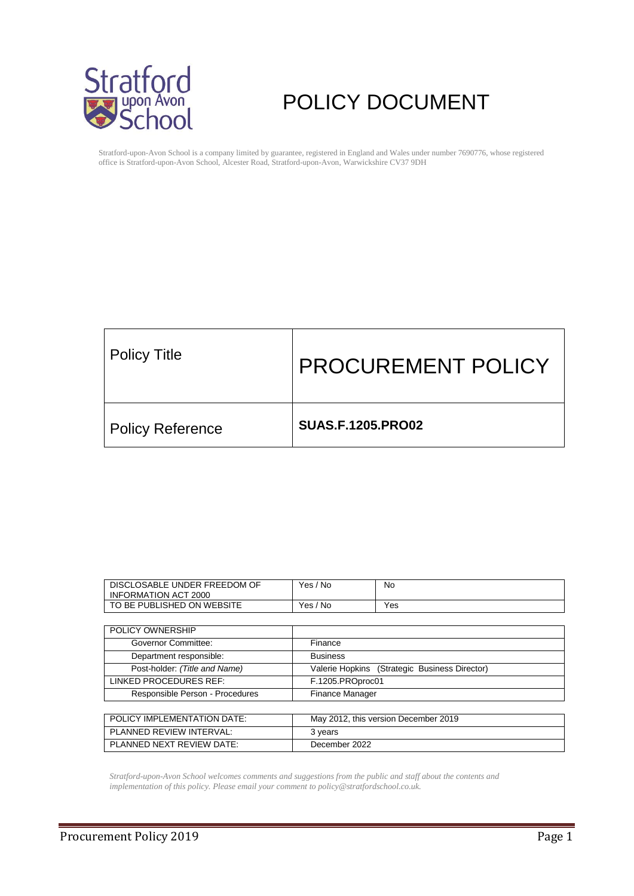# POLICY DOCUMENT

Stratford-upon-Avon School is a company limited by guarantee, registered in England and Wales under number 7690776, whose registered office is Stratford-upon-Avon School, Alcester Road, Stratford-upon-Avon, Warwickshire CV37 9DH

| Policy Title | PROCUREMENT POLICY |
|---|---|
| Policy Reference | **SUAS.F.1205.PRO02** |

| DISCLOSABLE UNDER FREEDOM OF INFORMATION ACT 2000 | Yes / No | No |
|---|---|---|
| TO BE PUBLISHED ON WEBSITE | Yes / No | Yes |

| POLICY OWNERSHIP | |
|---|---|
| Governor Committee: | Finance |
| Department responsible: | Business |
| Post-holder: *(Title and Name)* | Valerie Hopkins (Strategic Business Director) |
| LINKED PROCEDURES REF: | F.1205.PROproc01 |
| Responsible Person - Procedures | Finance Manager |

| POLICY IMPLEMENTATION DATE: | May 2012, this version December 2019 |
|---|---|
| PLANNED REVIEW INTERVAL: | 3 years |
| PLANNED NEXT REVIEW DATE: | December 2022 |

*Stratford-upon-Avon School welcomes comments and suggestions from the public and staff about the contents and implementation of this policy. Please email your comment to policy@stratfordschool.co.uk.*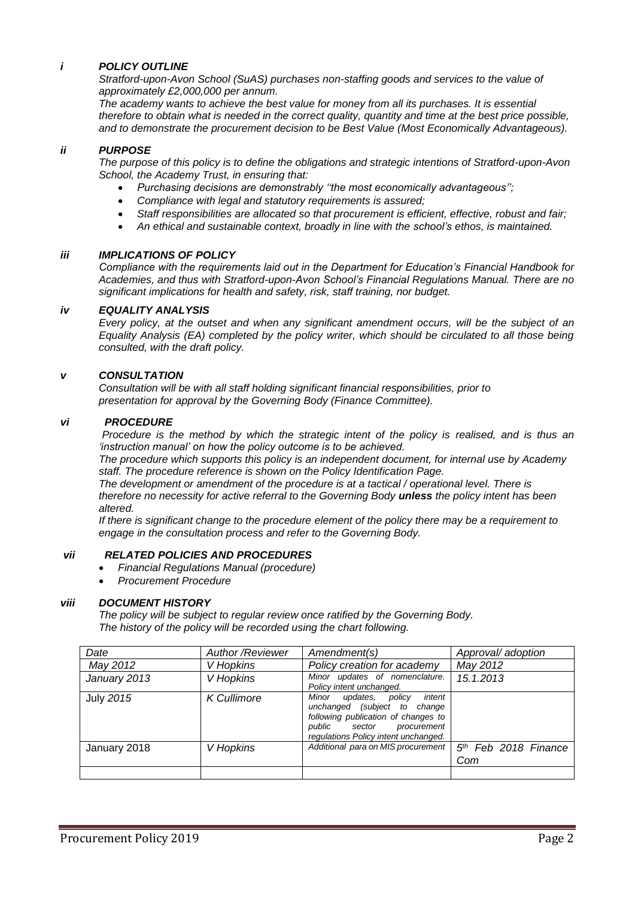### *i POLICY OUTLINE*

*Stratford-upon-Avon School (SuAS) purchases non-staffing goods and services to the value of approximately £2,000,000 per annum.*

*The academy wants to achieve the best value for money from all its purchases. It is essential therefore to obtain what is needed in the correct quality, quantity and time at the best price possible, and to demonstrate the procurement decision to be Best Value (Most Economically Advantageous).*

### *ii PURPOSE*

*The purpose of this policy is to define the obligations and strategic intentions of Stratford-upon-Avon School, the Academy Trust, in ensuring that:*

- *Purchasing decisions are demonstrably ''the most economically advantageous'';*
- *Compliance with legal and statutory requirements is assured;*
- *Staff responsibilities are allocated so that procurement is efficient, effective, robust and fair;*
- *An ethical and sustainable context, broadly in line with the school's ethos, is maintained.*

### *iii IMPLICATIONS OF POLICY*

*Compliance with the requirements laid out in the Department for Education's Financial Handbook for Academies, and thus with Stratford-upon-Avon School's Financial Regulations Manual. There are no significant implications for health and safety, risk, staff training, nor budget.*

### *iv EQUALITY ANALYSIS*

*Every policy, at the outset and when any significant amendment occurs, will be the subject of an Equality Analysis (EA) completed by the policy writer, which should be circulated to all those being consulted, with the draft policy.*

### *v CONSULTATION*

*Consultation will be with all staff holding significant financial responsibilities, prior to presentation for approval by the Governing Body (Finance Committee).*

### *vi PROCEDURE*

*Procedure is the method by which the strategic intent of the policy is realised, and is thus an 'instruction manual' on how the policy outcome is to be achieved.*

*The procedure which supports this policy is an independent document, for internal use by Academy staff. The procedure reference is shown on the Policy Identification Page.*

*The development or amendment of the procedure is at a tactical / operational level. There is therefore no necessity for active referral to the Governing Body **unless** the policy intent has been altered.*

*If there is significant change to the procedure element of the policy there may be a requirement to engage in the consultation process and refer to the Governing Body.*

### *vii RELATED POLICIES AND PROCEDURES*

- *Financial Regulations Manual (procedure)*
- *Procurement Procedure*

### *viii DOCUMENT HISTORY*

*The policy will be subject to regular review once ratified by the Governing Body.*
*The history of the policy will be recorded using the chart following.*

| *Date* | *Author /Reviewer* | *Amendment(s)* | *Approval/ adoption* |
|---|---|---|---|
| *May 2012* | *V Hopkins* | *Policy creation for academy* | *May 2012* |
| *January 2013* | *V Hopkins* | *Minor updates of nomenclature. Policy intent unchanged.* | *15.1.2013* |
| July *2015* | K Cullimore | *Minor updates, policy intent unchanged (subject to change following publication of changes to public sector procurement regulations Policy intent unchanged.* | |
| January 2018 | *V Hopkins* | *Additional para on MIS procurement* | *5th Feb 2018 Finance Com* |
| | | | |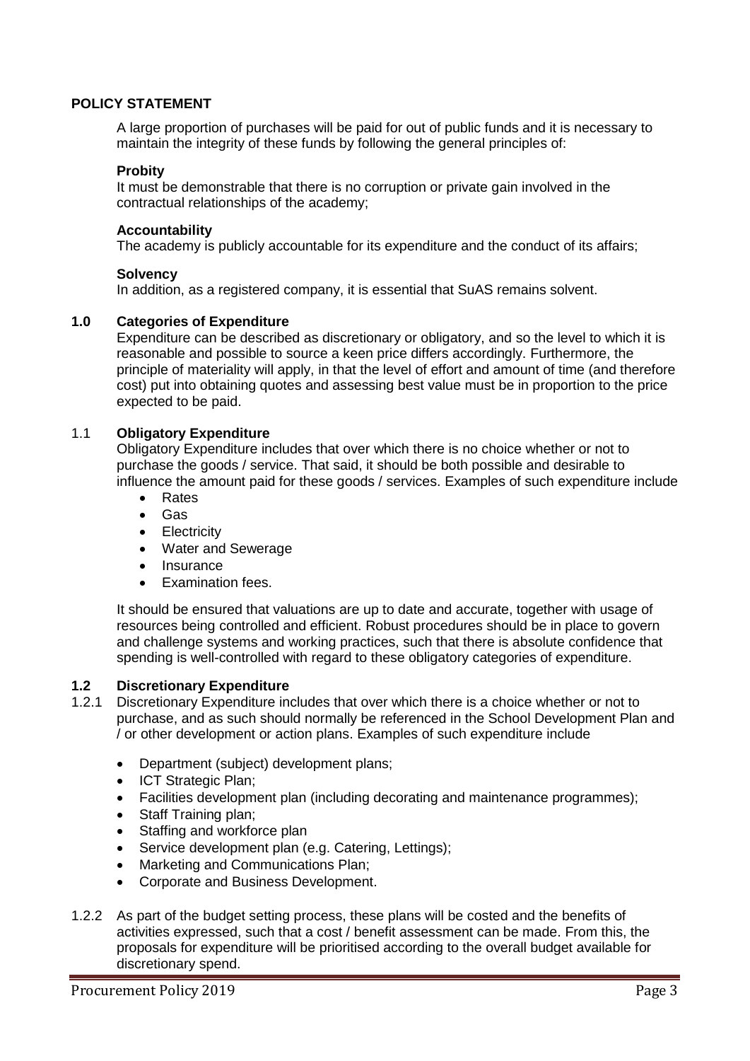## POLICY STATEMENT

A large proportion of purchases will be paid for out of public funds and it is necessary to maintain the integrity of these funds by following the general principles of:

**Probity**
It must be demonstrable that there is no corruption or private gain involved in the contractual relationships of the academy;

**Accountability**
The academy is publicly accountable for its expenditure and the conduct of its affairs;

**Solvency**
In addition, as a registered company, it is essential that SuAS remains solvent.

## 1.0 Categories of Expenditure

Expenditure can be described as discretionary or obligatory, and so the level to which it is reasonable and possible to source a keen price differs accordingly. Furthermore, the principle of materiality will apply, in that the level of effort and amount of time (and therefore cost) put into obtaining quotes and assessing best value must be in proportion to the price expected to be paid.

### 1.1 Obligatory Expenditure

Obligatory Expenditure includes that over which there is no choice whether or not to purchase the goods / service. That said, it should be both possible and desirable to influence the amount paid for these goods / services. Examples of such expenditure include

- Rates
- Gas
- Electricity
- Water and Sewerage
- Insurance
- Examination fees.

It should be ensured that valuations are up to date and accurate, together with usage of resources being controlled and efficient. Robust procedures should be in place to govern and challenge systems and working practices, such that there is absolute confidence that spending is well-controlled with regard to these obligatory categories of expenditure.

### 1.2 Discretionary Expenditure

1.2.1 Discretionary Expenditure includes that over which there is a choice whether or not to purchase, and as such should normally be referenced in the School Development Plan and / or other development or action plans. Examples of such expenditure include

- Department (subject) development plans;
- ICT Strategic Plan;
- Facilities development plan (including decorating and maintenance programmes);
- Staff Training plan;
- Staffing and workforce plan
- Service development plan (e.g. Catering, Lettings);
- Marketing and Communications Plan;
- Corporate and Business Development.

1.2.2 As part of the budget setting process, these plans will be costed and the benefits of activities expressed, such that a cost / benefit assessment can be made. From this, the proposals for expenditure will be prioritised according to the overall budget available for discretionary spend.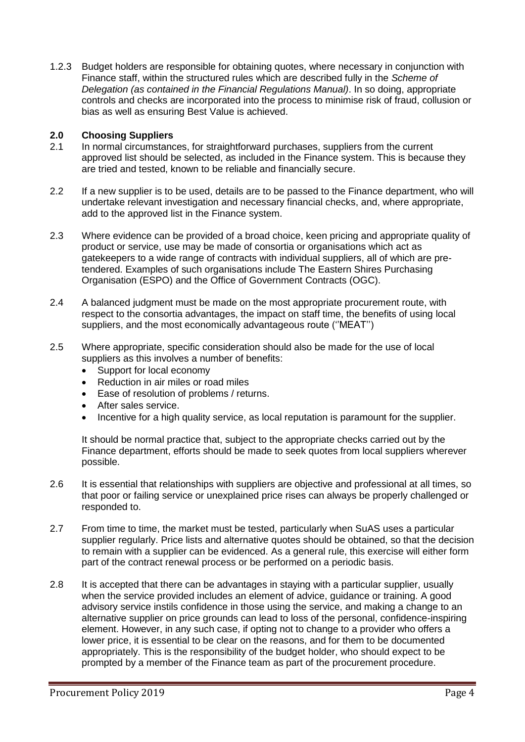1.2.3 Budget holders are responsible for obtaining quotes, where necessary in conjunction with Finance staff, within the structured rules which are described fully in the *Scheme of Delegation (as contained in the Financial Regulations Manual)*. In so doing, appropriate controls and checks are incorporated into the process to minimise risk of fraud, collusion or bias as well as ensuring Best Value is achieved.

## 2.0 Choosing Suppliers

2.1 In normal circumstances, for straightforward purchases, suppliers from the current approved list should be selected, as included in the Finance system. This is because they are tried and tested, known to be reliable and financially secure.

2.2 If a new supplier is to be used, details are to be passed to the Finance department, who will undertake relevant investigation and necessary financial checks, and, where appropriate, add to the approved list in the Finance system.

2.3 Where evidence can be provided of a broad choice, keen pricing and appropriate quality of product or service, use may be made of consortia or organisations which act as gatekeepers to a wide range of contracts with individual suppliers, all of which are pre-tendered. Examples of such organisations include The Eastern Shires Purchasing Organisation (ESPO) and the Office of Government Contracts (OGC).

2.4 A balanced judgment must be made on the most appropriate procurement route, with respect to the consortia advantages, the impact on staff time, the benefits of using local suppliers, and the most economically advantageous route (''MEAT'')

2.5 Where appropriate, specific consideration should also be made for the use of local suppliers as this involves a number of benefits:

- Support for local economy
- Reduction in air miles or road miles
- Ease of resolution of problems / returns.
- After sales service.
- Incentive for a high quality service, as local reputation is paramount for the supplier.

It should be normal practice that, subject to the appropriate checks carried out by the Finance department, efforts should be made to seek quotes from local suppliers wherever possible.

2.6 It is essential that relationships with suppliers are objective and professional at all times, so that poor or failing service or unexplained price rises can always be properly challenged or responded to.

2.7 From time to time, the market must be tested, particularly when SuAS uses a particular supplier regularly. Price lists and alternative quotes should be obtained, so that the decision to remain with a supplier can be evidenced. As a general rule, this exercise will either form part of the contract renewal process or be performed on a periodic basis.

2.8 It is accepted that there can be advantages in staying with a particular supplier, usually when the service provided includes an element of advice, guidance or training. A good advisory service instils confidence in those using the service, and making a change to an alternative supplier on price grounds can lead to loss of the personal, confidence-inspiring element. However, in any such case, if opting not to change to a provider who offers a lower price, it is essential to be clear on the reasons, and for them to be documented appropriately. This is the responsibility of the budget holder, who should expect to be prompted by a member of the Finance team as part of the procurement procedure.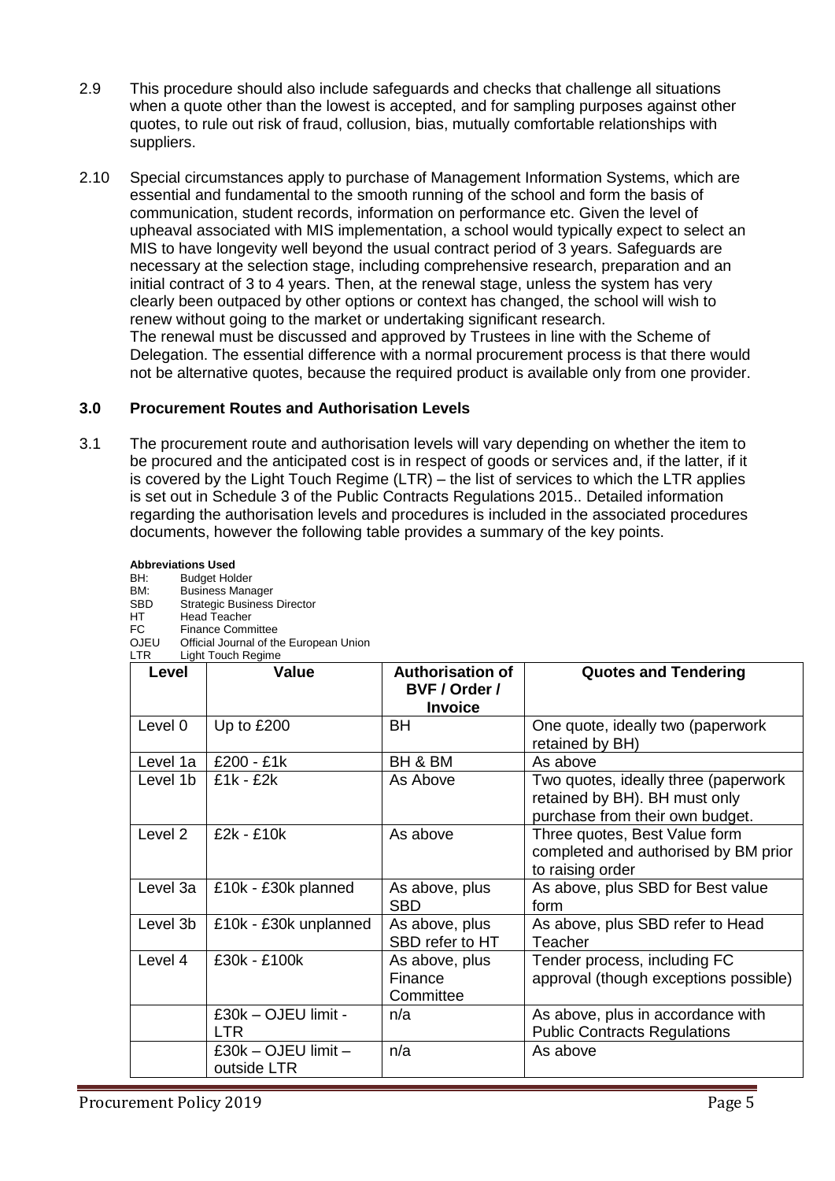2.9 This procedure should also include safeguards and checks that challenge all situations when a quote other than the lowest is accepted, and for sampling purposes against other quotes, to rule out risk of fraud, collusion, bias, mutually comfortable relationships with suppliers.

2.10 Special circumstances apply to purchase of Management Information Systems, which are essential and fundamental to the smooth running of the school and form the basis of communication, student records, information on performance etc. Given the level of upheaval associated with MIS implementation, a school would typically expect to select an MIS to have longevity well beyond the usual contract period of 3 years. Safeguards are necessary at the selection stage, including comprehensive research, preparation and an initial contract of 3 to 4 years. Then, at the renewal stage, unless the system has very clearly been outpaced by other options or context has changed, the school will wish to renew without going to the market or undertaking significant research.
The renewal must be discussed and approved by Trustees in line with the Scheme of Delegation. The essential difference with a normal procurement process is that there would not be alternative quotes, because the required product is available only from one provider.

## 3.0 Procurement Routes and Authorisation Levels

3.1 The procurement route and authorisation levels will vary depending on whether the item to be procured and the anticipated cost is in respect of goods or services and, if the latter, if it is covered by the Light Touch Regime (LTR) – the list of services to which the LTR applies is set out in Schedule 3 of the Public Contracts Regulations 2015.. Detailed information regarding the authorisation levels and procedures is included in the associated procedures documents, however the following table provides a summary of the key points.

**Abbreviations Used**

BH: Budget Holder
BM: Business Manager
SBD Strategic Business Director
HT Head Teacher
FC Finance Committee
OJEU Official Journal of the European Union
LTR Light Touch Regime

| Level | Value | Authorisation of BVF / Order / Invoice | Quotes and Tendering |
|---|---|---|---|
| Level 0 | Up to £200 | BH | One quote, ideally two (paperwork retained by BH) |
| Level 1a | £200 - £1k | BH & BM | As above |
| Level 1b | £1k - £2k | As Above | Two quotes, ideally three (paperwork retained by BH). BH must only purchase from their own budget. |
| Level 2 | £2k - £10k | As above | Three quotes, Best Value form completed and authorised by BM prior to raising order |
| Level 3a | £10k - £30k planned | As above, plus SBD | As above, plus SBD for Best value form |
| Level 3b | £10k - £30k unplanned | As above, plus SBD refer to HT | As above, plus SBD refer to Head Teacher |
| Level 4 | £30k - £100k | As above, plus Finance Committee | Tender process, including FC approval (though exceptions possible) |
| | £30k – OJEU limit - LTR | n/a | As above, plus in accordance with Public Contracts Regulations |
| | £30k – OJEU limit – outside LTR | n/a | As above |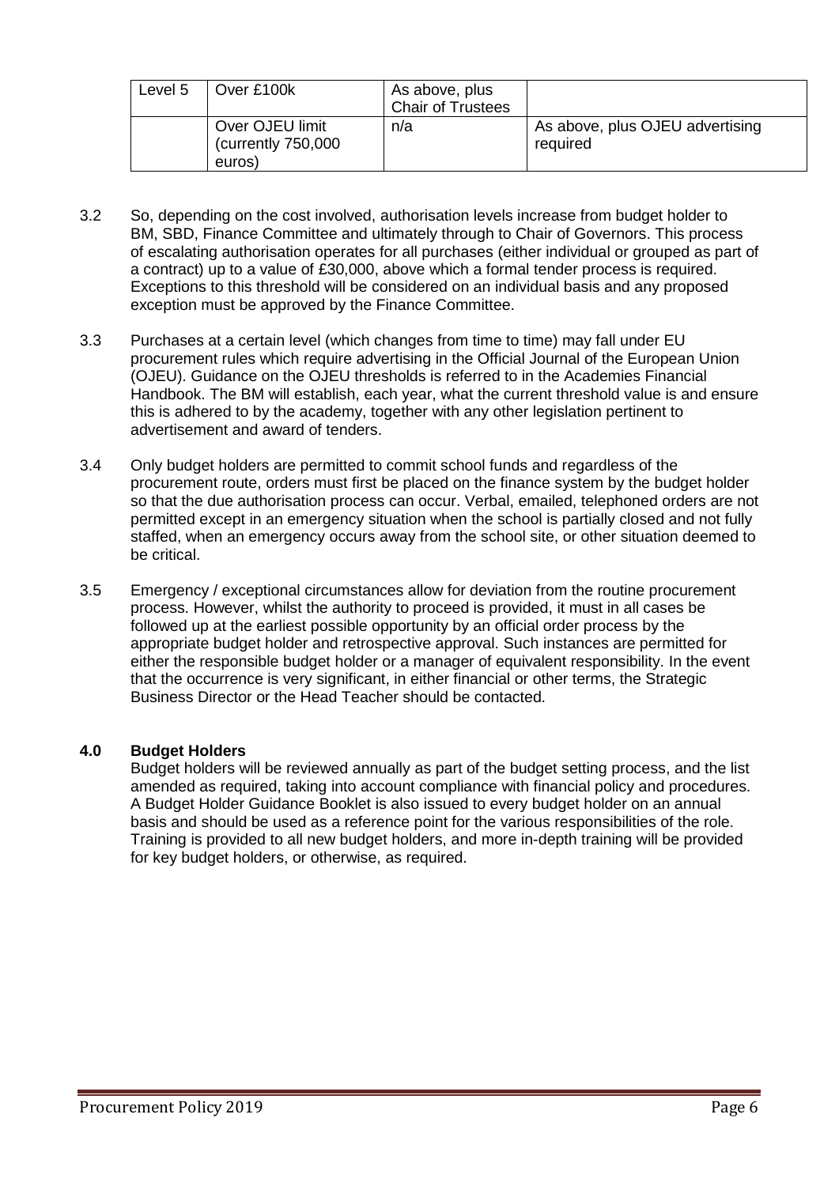| | | | |
|---|---|---|---|
| Level 5 | Over £100k | As above, plus Chair of Trustees | |
| | Over OJEU limit (currently 750,000 euros) | n/a | As above, plus OJEU advertising required |

3.2 So, depending on the cost involved, authorisation levels increase from budget holder to BM, SBD, Finance Committee and ultimately through to Chair of Governors. This process of escalating authorisation operates for all purchases (either individual or grouped as part of a contract) up to a value of £30,000, above which a formal tender process is required. Exceptions to this threshold will be considered on an individual basis and any proposed exception must be approved by the Finance Committee.

3.3 Purchases at a certain level (which changes from time to time) may fall under EU procurement rules which require advertising in the Official Journal of the European Union (OJEU). Guidance on the OJEU thresholds is referred to in the Academies Financial Handbook. The BM will establish, each year, what the current threshold value is and ensure this is adhered to by the academy, together with any other legislation pertinent to advertisement and award of tenders.

3.4 Only budget holders are permitted to commit school funds and regardless of the procurement route, orders must first be placed on the finance system by the budget holder so that the due authorisation process can occur. Verbal, emailed, telephoned orders are not permitted except in an emergency situation when the school is partially closed and not fully staffed, when an emergency occurs away from the school site, or other situation deemed to be critical.

3.5 Emergency / exceptional circumstances allow for deviation from the routine procurement process. However, whilst the authority to proceed is provided, it must in all cases be followed up at the earliest possible opportunity by an official order process by the appropriate budget holder and retrospective approval. Such instances are permitted for either the responsible budget holder or a manager of equivalent responsibility. In the event that the occurrence is very significant, in either financial or other terms, the Strategic Business Director or the Head Teacher should be contacted.

## 4.0 Budget Holders

Budget holders will be reviewed annually as part of the budget setting process, and the list amended as required, taking into account compliance with financial policy and procedures. A Budget Holder Guidance Booklet is also issued to every budget holder on an annual basis and should be used as a reference point for the various responsibilities of the role. Training is provided to all new budget holders, and more in-depth training will be provided for key budget holders, or otherwise, as required.